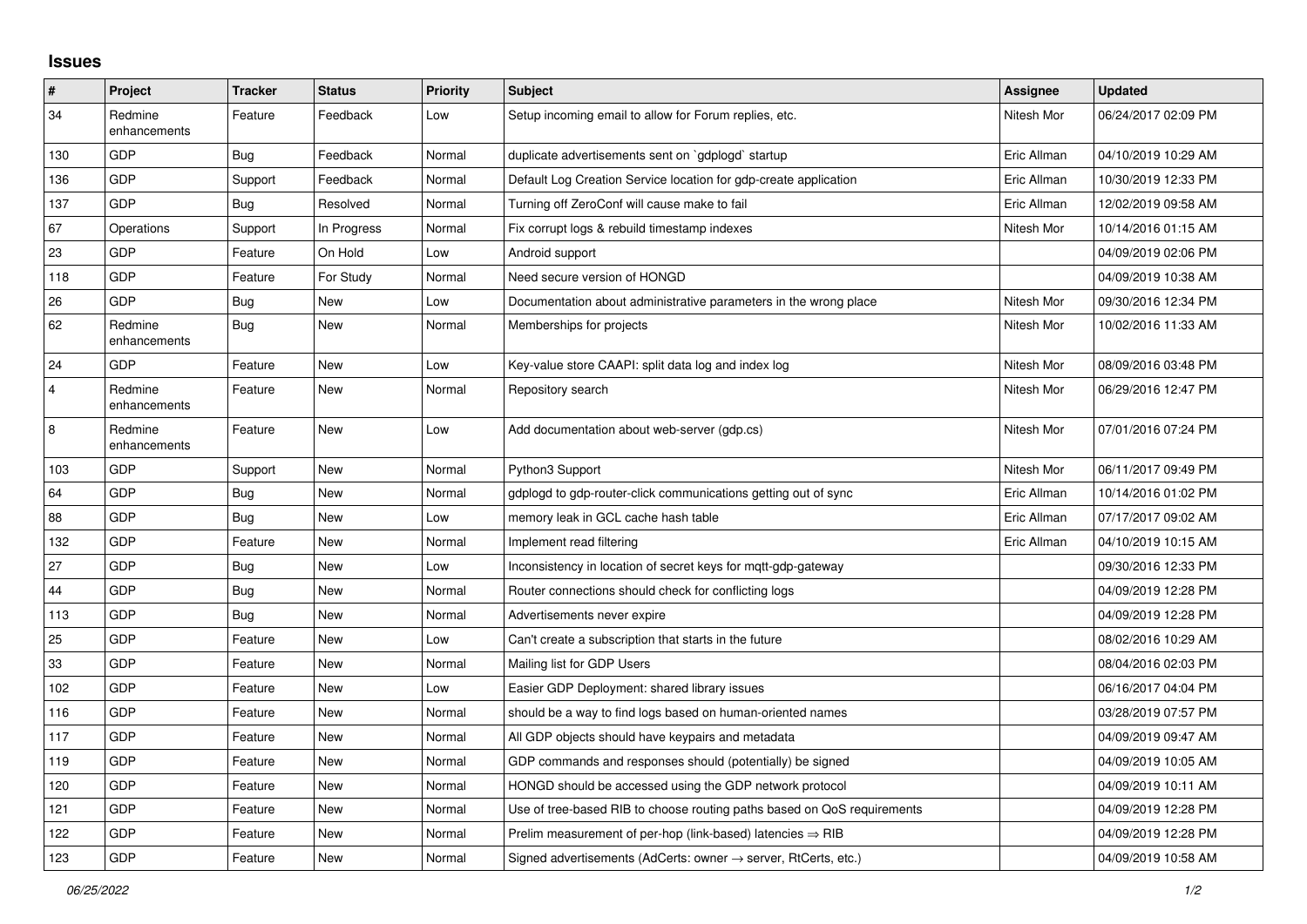## Issues

| # | Project | Tracker | Status | Priority | Subject | Assignee | Updated |
|---|---|---|---|---|---|---|---|
| 34 | Redmine enhancements | Feature | Feedback | Low | Setup incoming email to allow for Forum replies, etc. | Nitesh Mor | 06/24/2017 02:09 PM |
| 130 | GDP | Bug | Feedback | Normal | duplicate advertisements sent on `gdplogd` startup | Eric Allman | 04/10/2019 10:29 AM |
| 136 | GDP | Support | Feedback | Normal | Default Log Creation Service location for gdp-create application | Eric Allman | 10/30/2019 12:33 PM |
| 137 | GDP | Bug | Resolved | Normal | Turning off ZeroConf will cause make to fail | Eric Allman | 12/02/2019 09:58 AM |
| 67 | Operations | Support | In Progress | Normal | Fix corrupt logs & rebuild timestamp indexes | Nitesh Mor | 10/14/2016 01:15 AM |
| 23 | GDP | Feature | On Hold | Low | Android support | | 04/09/2019 02:06 PM |
| 118 | GDP | Feature | For Study | Normal | Need secure version of HONGD | | 04/09/2019 10:38 AM |
| 26 | GDP | Bug | New | Low | Documentation about administrative parameters in the wrong place | Nitesh Mor | 09/30/2016 12:34 PM |
| 62 | Redmine enhancements | Bug | New | Normal | Memberships for projects | Nitesh Mor | 10/02/2016 11:33 AM |
| 24 | GDP | Feature | New | Low | Key-value store CAAPI: split data log and index log | Nitesh Mor | 08/09/2016 03:48 PM |
| 4 | Redmine enhancements | Feature | New | Normal | Repository search | Nitesh Mor | 06/29/2016 12:47 PM |
| 8 | Redmine enhancements | Feature | New | Low | Add documentation about web-server (gdp.cs) | Nitesh Mor | 07/01/2016 07:24 PM |
| 103 | GDP | Support | New | Normal | Python3 Support | Nitesh Mor | 06/11/2017 09:49 PM |
| 64 | GDP | Bug | New | Normal | gdplogd to gdp-router-click communications getting out of sync | Eric Allman | 10/14/2016 01:02 PM |
| 88 | GDP | Bug | New | Low | memory leak in GCL cache hash table | Eric Allman | 07/17/2017 09:02 AM |
| 132 | GDP | Feature | New | Normal | Implement read filtering | Eric Allman | 04/10/2019 10:15 AM |
| 27 | GDP | Bug | New | Low | Inconsistency in location of secret keys for mqtt-gdp-gateway | | 09/30/2016 12:33 PM |
| 44 | GDP | Bug | New | Normal | Router connections should check for conflicting logs | | 04/09/2019 12:28 PM |
| 113 | GDP | Bug | New | Normal | Advertisements never expire | | 04/09/2019 12:28 PM |
| 25 | GDP | Feature | New | Low | Can't create a subscription that starts in the future | | 08/02/2016 10:29 AM |
| 33 | GDP | Feature | New | Normal | Mailing list for GDP Users | | 08/04/2016 02:03 PM |
| 102 | GDP | Feature | New | Low | Easier GDP Deployment: shared library issues | | 06/16/2017 04:04 PM |
| 116 | GDP | Feature | New | Normal | should be a way to find logs based on human-oriented names | | 03/28/2019 07:57 PM |
| 117 | GDP | Feature | New | Normal | All GDP objects should have keypairs and metadata | | 04/09/2019 09:47 AM |
| 119 | GDP | Feature | New | Normal | GDP commands and responses should (potentially) be signed | | 04/09/2019 10:05 AM |
| 120 | GDP | Feature | New | Normal | HONGD should be accessed using the GDP network protocol | | 04/09/2019 10:11 AM |
| 121 | GDP | Feature | New | Normal | Use of tree-based RIB to choose routing paths based on QoS requirements | | 04/09/2019 12:28 PM |
| 122 | GDP | Feature | New | Normal | Prelim measurement of per-hop (link-based) latencies ⇒ RIB | | 04/09/2019 12:28 PM |
| 123 | GDP | Feature | New | Normal | Signed advertisements (AdCerts: owner → server, RtCerts, etc.) | | 04/09/2019 10:58 AM |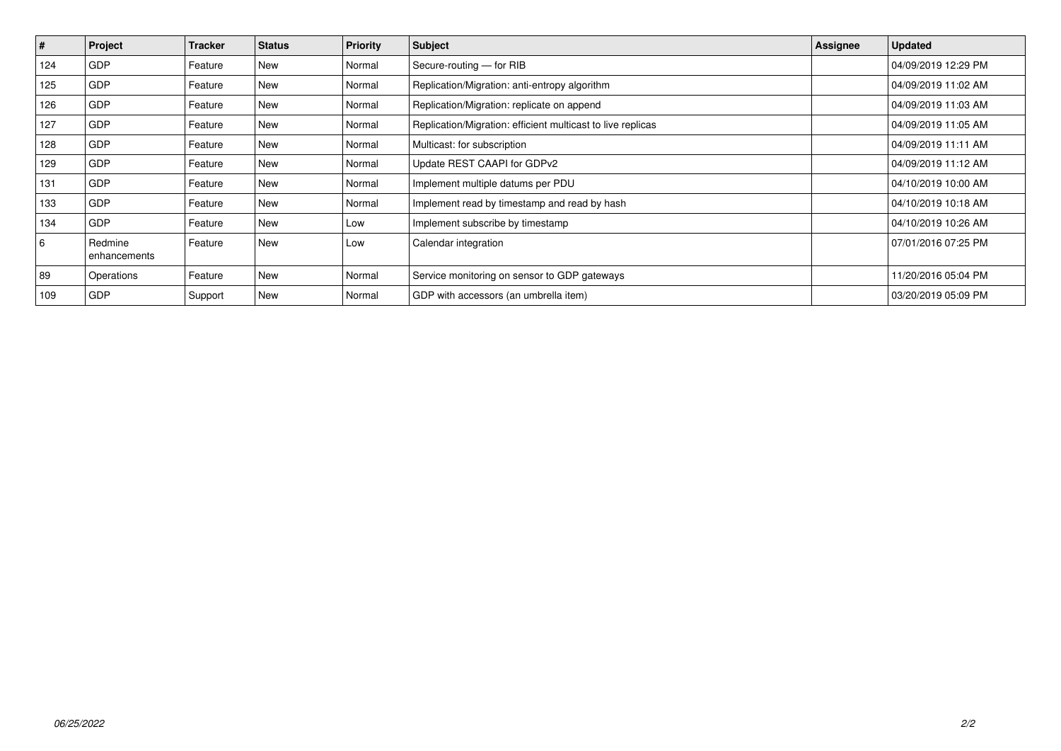| # | Project | Tracker | Status | Priority | Subject | Assignee | Updated |
|---|---|---|---|---|---|---|---|
| 124 | GDP | Feature | New | Normal | Secure-routing — for RIB | | 04/09/2019 12:29 PM |
| 125 | GDP | Feature | New | Normal | Replication/Migration: anti-entropy algorithm | | 04/09/2019 11:02 AM |
| 126 | GDP | Feature | New | Normal | Replication/Migration: replicate on append | | 04/09/2019 11:03 AM |
| 127 | GDP | Feature | New | Normal | Replication/Migration: efficient multicast to live replicas | | 04/09/2019 11:05 AM |
| 128 | GDP | Feature | New | Normal | Multicast: for subscription | | 04/09/2019 11:11 AM |
| 129 | GDP | Feature | New | Normal | Update REST CAAPI for GDPv2 | | 04/09/2019 11:12 AM |
| 131 | GDP | Feature | New | Normal | Implement multiple datums per PDU | | 04/10/2019 10:00 AM |
| 133 | GDP | Feature | New | Normal | Implement read by timestamp and read by hash | | 04/10/2019 10:18 AM |
| 134 | GDP | Feature | New | Low | Implement subscribe by timestamp | | 04/10/2019 10:26 AM |
| 6 | Redmine enhancements | Feature | New | Low | Calendar integration | | 07/01/2016 07:25 PM |
| 89 | Operations | Feature | New | Normal | Service monitoring on sensor to GDP gateways | | 11/20/2016 05:04 PM |
| 109 | GDP | Support | New | Normal | GDP with accessors (an umbrella item) | | 03/20/2019 05:09 PM |

*06/25/2022*